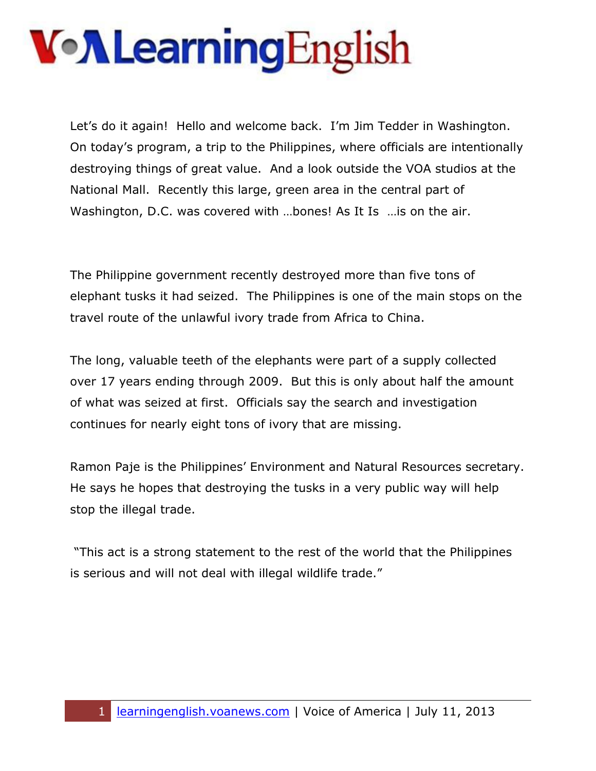# VOA Learning English

Let's do it again! Hello and welcome back. I'm Jim Tedder in Washington. On today's program, a trip to the Philippines, where officials are intentionally destroying things of great value. And a look outside the VOA studios at the National Mall. Recently this large, green area in the central part of Washington, D.C. was covered with …bones! As It Is …is on the air.

The Philippine government recently destroyed more than five tons of elephant tusks it had seized. The Philippines is one of the main stops on the travel route of the unlawful ivory trade from Africa to China.

The long, valuable teeth of the elephants were part of a supply collected over 17 years ending through 2009. But this is only about half the amount of what was seized at first. Officials say the search and investigation continues for nearly eight tons of ivory that are missing.

Ramon Paje is the Philippines' Environment and Natural Resources secretary. He says he hopes that destroying the tusks in a very public way will help stop the illegal trade.

"This act is a strong statement to the rest of the world that the Philippines is serious and will not deal with illegal wildlife trade."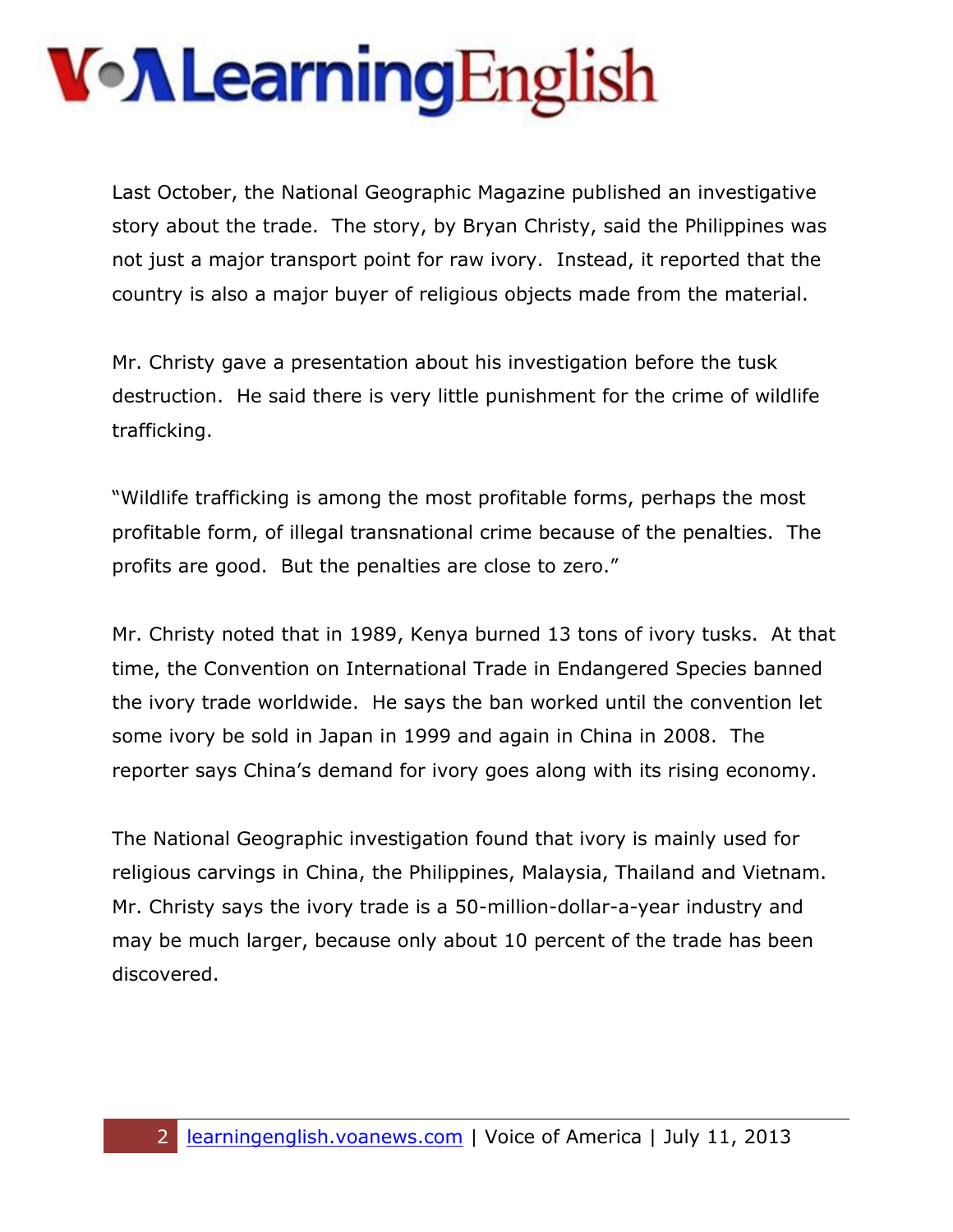Last October, the National Geographic Magazine published an investigative story about the trade. The story, by Bryan Christy, said the Philippines was not just a major transport point for raw ivory. Instead, it reported that the country is also a major buyer of religious objects made from the material.

Mr. Christy gave a presentation about his investigation before the tusk destruction. He said there is very little punishment for the crime of wildlife trafficking.

"Wildlife trafficking is among the most profitable forms, perhaps the most profitable form, of illegal transnational crime because of the penalties. The profits are good. But the penalties are close to zero."

Mr. Christy noted that in 1989, Kenya burned 13 tons of ivory tusks. At that time, the Convention on International Trade in Endangered Species banned the ivory trade worldwide. He says the ban worked until the convention let some ivory be sold in Japan in 1999 and again in China in 2008. The reporter says China's demand for ivory goes along with its rising economy.

The National Geographic investigation found that ivory is mainly used for religious carvings in China, the Philippines, Malaysia, Thailand and Vietnam. Mr. Christy says the ivory trade is a 50-million-dollar-a-year industry and may be much larger, because only about 10 percent of the trade has been discovered.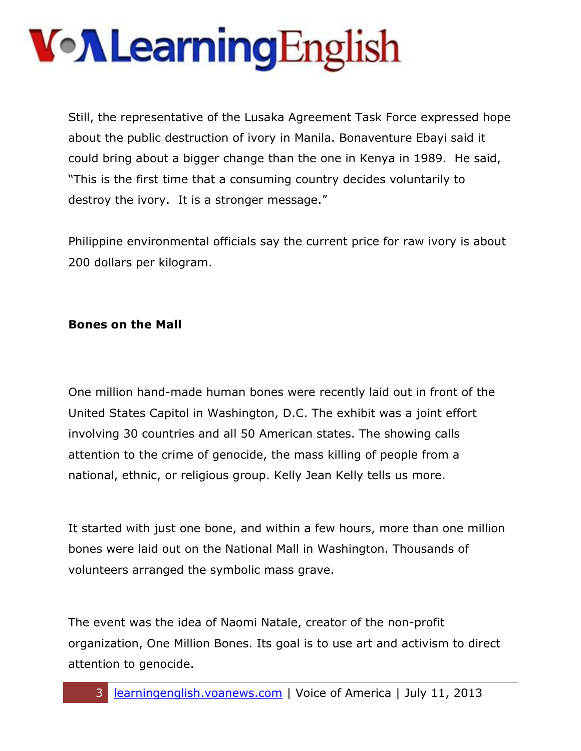Still, the representative of the Lusaka Agreement Task Force expressed hope about the public destruction of ivory in Manila. Bonaventure Ebayi said it could bring about a bigger change than the one in Kenya in 1989. He said, "This is the first time that a consuming country decides voluntarily to destroy the ivory. It is a stronger message."

Philippine environmental officials say the current price for raw ivory is about 200 dollars per kilogram.

**Bones on the Mall**

One million hand-made human bones were recently laid out in front of the United States Capitol in Washington, D.C. The exhibit was a joint effort involving 30 countries and all 50 American states. The showing calls attention to the crime of genocide, the mass killing of people from a national, ethnic, or religious group. Kelly Jean Kelly tells us more.

It started with just one bone, and within a few hours, more than one million bones were laid out on the National Mall in Washington. Thousands of volunteers arranged the symbolic mass grave.

The event was the idea of Naomi Natale, creator of the non-profit organization, One Million Bones. Its goal is to use art and activism to direct attention to genocide.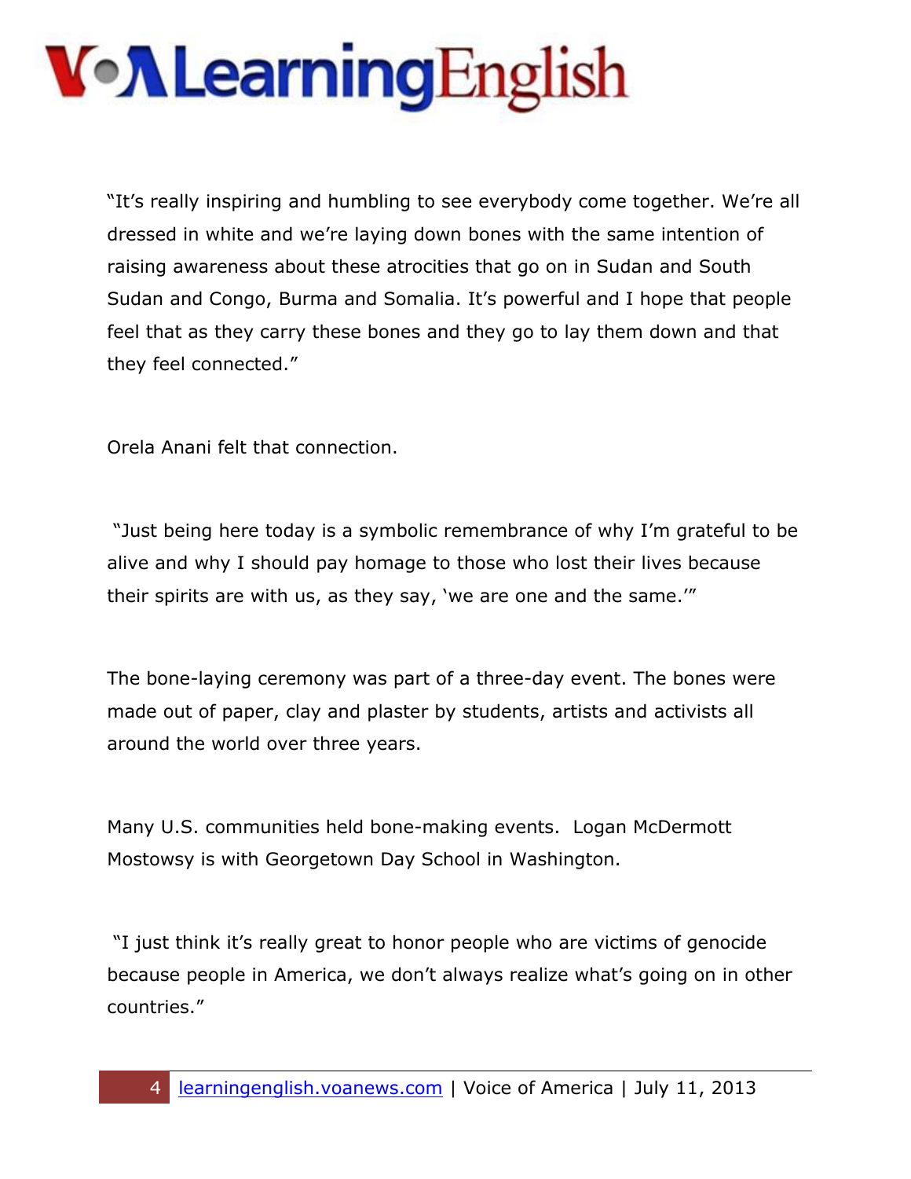"It's really inspiring and humbling to see everybody come together. We're all dressed in white and we're laying down bones with the same intention of raising awareness about these atrocities that go on in Sudan and South Sudan and Congo, Burma and Somalia. It's powerful and I hope that people feel that as they carry these bones and they go to lay them down and that they feel connected."

Orela Anani felt that connection.

"Just being here today is a symbolic remembrance of why I'm grateful to be alive and why I should pay homage to those who lost their lives because their spirits are with us, as they say, 'we are one and the same.'"

The bone-laying ceremony was part of a three-day event. The bones were made out of paper, clay and plaster by students, artists and activists all around the world over three years.

Many U.S. communities held bone-making events. Logan McDermott Mostowsy is with Georgetown Day School in Washington.

"I just think it's really great to honor people who are victims of genocide because people in America, we don't always realize what's going on in other countries."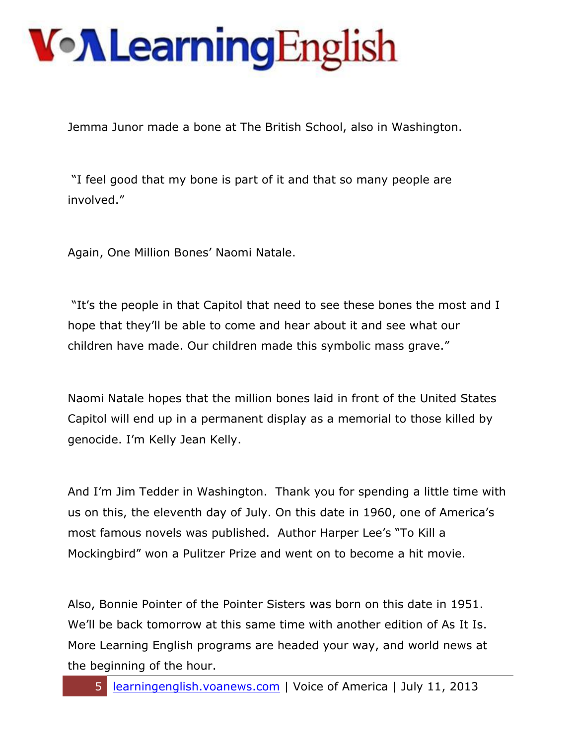Jemma Junor made a bone at The British School, also in Washington.

"I feel good that my bone is part of it and that so many people are involved."

Again, One Million Bones' Naomi Natale.

"It's the people in that Capitol that need to see these bones the most and I hope that they'll be able to come and hear about it and see what our children have made. Our children made this symbolic mass grave."

Naomi Natale hopes that the million bones laid in front of the United States Capitol will end up in a permanent display as a memorial to those killed by genocide. I'm Kelly Jean Kelly.

And I'm Jim Tedder in Washington. Thank you for spending a little time with us on this, the eleventh day of July. On this date in 1960, one of America's most famous novels was published. Author Harper Lee's "To Kill a Mockingbird" won a Pulitzer Prize and went on to become a hit movie.

Also, Bonnie Pointer of the Pointer Sisters was born on this date in 1951. We'll be back tomorrow at this same time with another edition of As It Is. More Learning English programs are headed your way, and world news at the beginning of the hour.